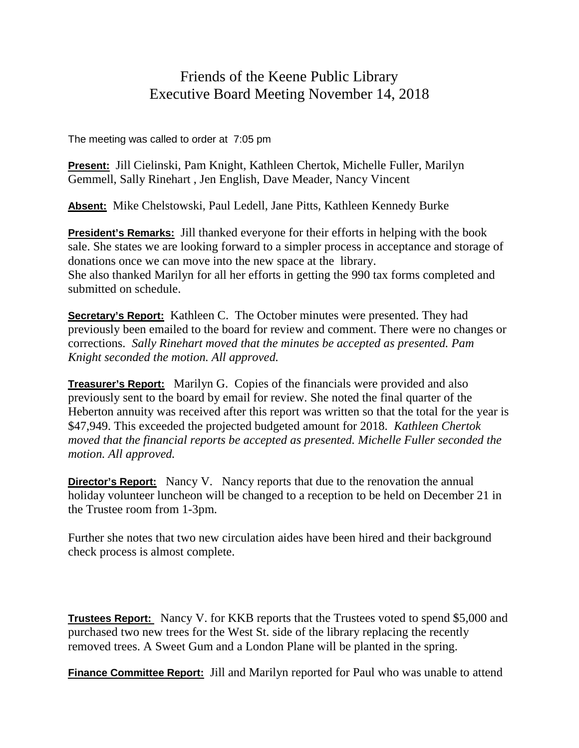# Friends of the Keene Public Library
## Executive Board Meeting November 14, 2018

The meeting was called to order at 7:05 pm

**Present:** Jill Cielinski, Pam Knight, Kathleen Chertok, Michelle Fuller, Marilyn Gemmell, Sally Rinehart , Jen English, Dave Meader, Nancy Vincent

**Absent:** Mike Chelstowski, Paul Ledell, Jane Pitts, Kathleen Kennedy Burke

**President's Remarks:** Jill thanked everyone for their efforts in helping with the book sale. She states we are looking forward to a simpler process in acceptance and storage of donations once we can move into the new space at the library.
She also thanked Marilyn for all her efforts in getting the 990 tax forms completed and submitted on schedule.

**Secretary's Report:** Kathleen C. The October minutes were presented. They had previously been emailed to the board for review and comment. There were no changes or corrections. *Sally Rinehart moved that the minutes be accepted as presented. Pam Knight seconded the motion. All approved.*

**Treasurer's Report:** Marilyn G. Copies of the financials were provided and also previously sent to the board by email for review. She noted the final quarter of the Heberton annuity was received after this report was written so that the total for the year is \$47,949. This exceeded the projected budgeted amount for 2018. *Kathleen Chertok moved that the financial reports be accepted as presented. Michelle Fuller seconded the motion. All approved.*

**Director's Report:** Nancy V. Nancy reports that due to the renovation the annual holiday volunteer luncheon will be changed to a reception to be held on December 21 in the Trustee room from 1-3pm.

Further she notes that two new circulation aides have been hired and their background check process is almost complete.

**Trustees Report:** Nancy V. for KKB reports that the Trustees voted to spend \$5,000 and purchased two new trees for the West St. side of the library replacing the recently removed trees. A Sweet Gum and a London Plane will be planted in the spring.

**Finance Committee Report:** Jill and Marilyn reported for Paul who was unable to attend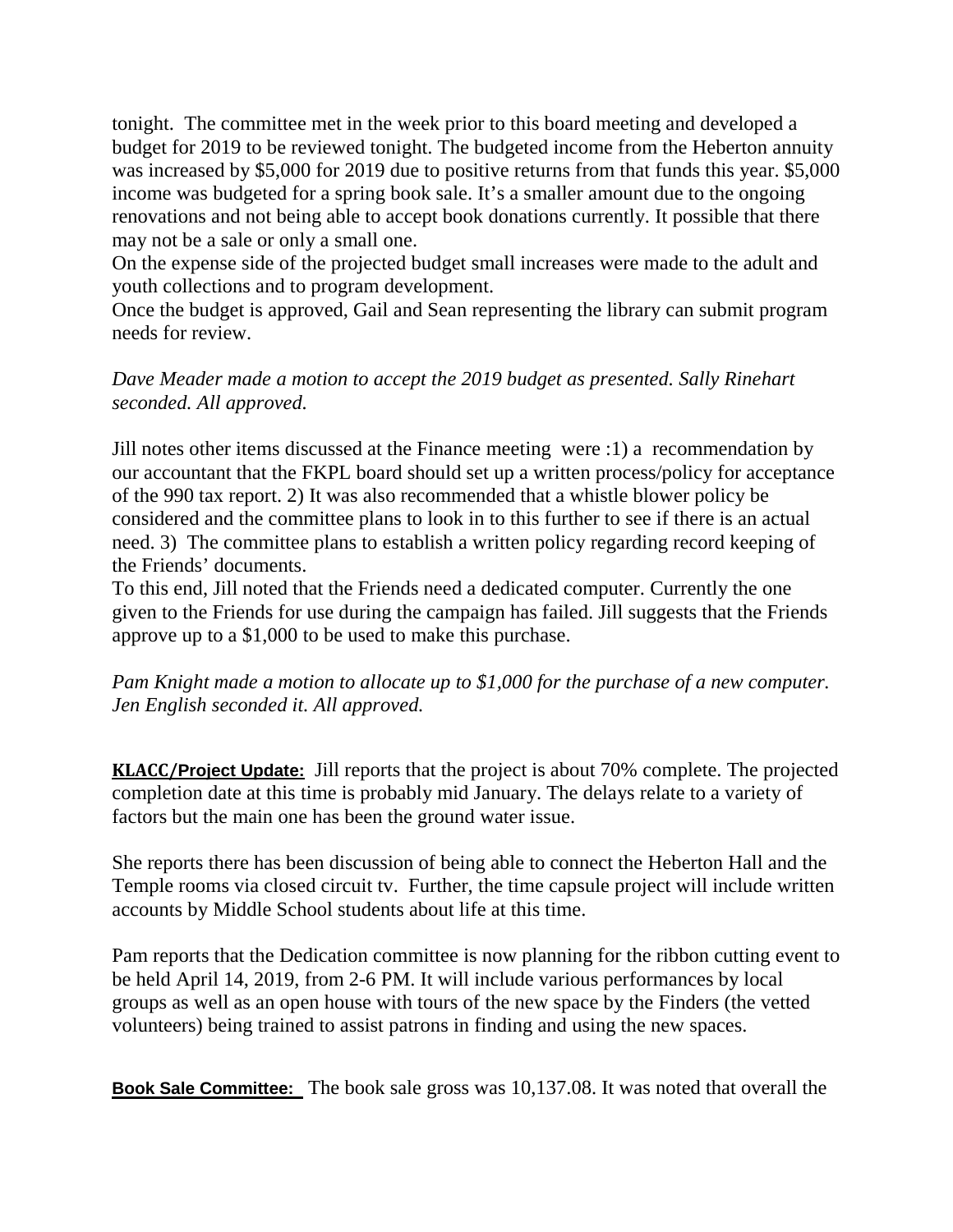tonight.  The committee met in the week prior to this board meeting and developed a budget for 2019 to be reviewed tonight. The budgeted income from the Heberton annuity was increased by $5,000 for 2019 due to positive returns from that funds this year. $5,000 income was budgeted for a spring book sale. It's a smaller amount due to the ongoing renovations and not being able to accept book donations currently. It possible that there may not be a sale or only a small one.
On the expense side of the projected budget small increases were made to the adult and youth collections and to program development.
Once the budget is approved, Gail and Sean representing the library can submit program needs for review.

*Dave Meader made a motion to accept the 2019 budget as presented. Sally Rinehart seconded. All approved.*

Jill notes other items discussed at the Finance meeting  were :1) a  recommendation by our accountant that the FKPL board should set up a written process/policy for acceptance of the 990 tax report. 2) It was also recommended that a whistle blower policy be considered and the committee plans to look in to this further to see if there is an actual need. 3)  The committee plans to establish a written policy regarding record keeping of the Friends' documents.
To this end, Jill noted that the Friends need a dedicated computer. Currently the one given to the Friends for use during the campaign has failed. Jill suggests that the Friends approve up to a $1,000 to be used to make this purchase.

*Pam Knight made a motion to allocate up to $1,000 for the purchase of a new computer. Jen English seconded it. All approved.*

**KLACC/Project Update:** Jill reports that the project is about 70% complete. The projected completion date at this time is probably mid January. The delays relate to a variety of factors but the main one has been the ground water issue.

She reports there has been discussion of being able to connect the Heberton Hall and the Temple rooms via closed circuit tv.  Further, the time capsule project will include written accounts by Middle School students about life at this time.

Pam reports that the Dedication committee is now planning for the ribbon cutting event to be held April 14, 2019, from 2-6 PM. It will include various performances by local groups as well as an open house with tours of the new space by the Finders (the vetted volunteers) being trained to assist patrons in finding and using the new spaces.

**Book Sale Committee:** The book sale gross was 10,137.08. It was noted that overall the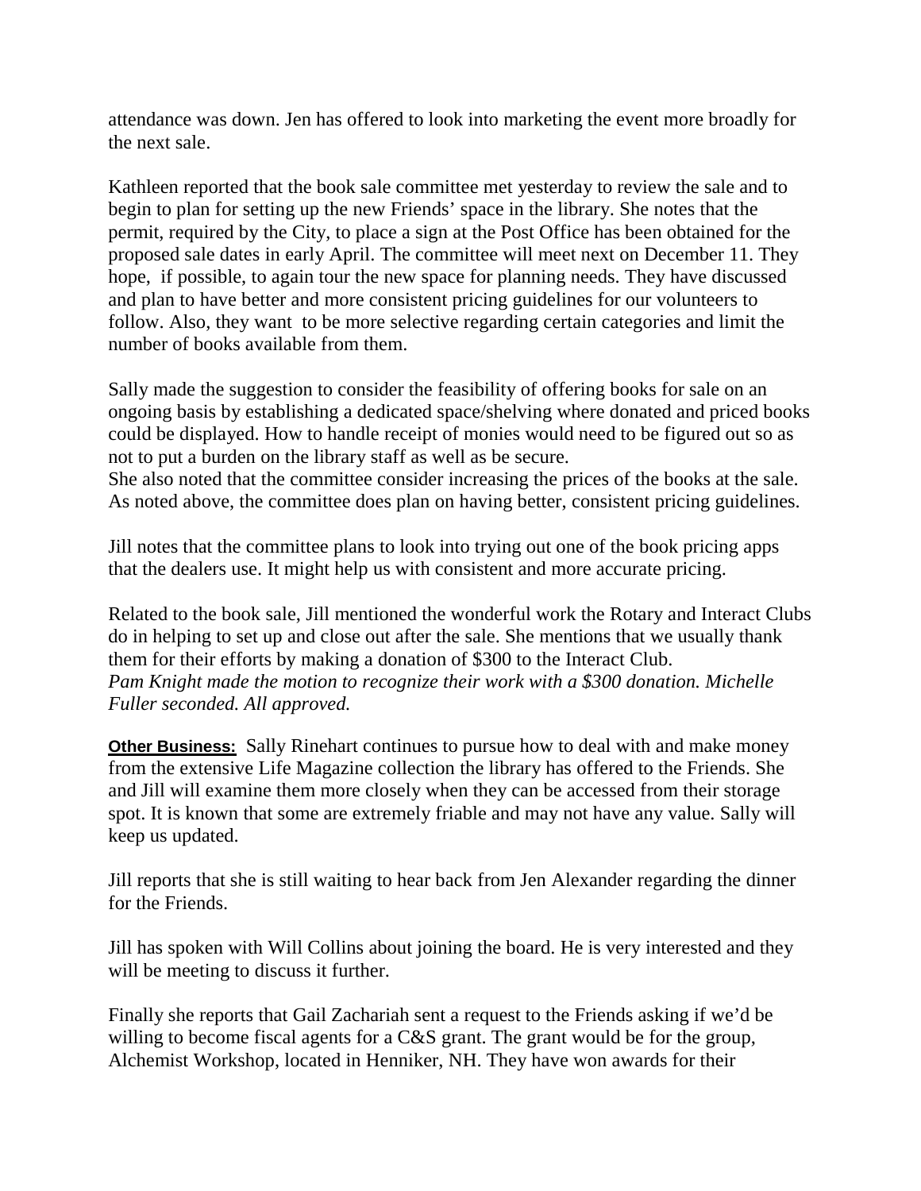attendance was down. Jen has offered to look into marketing the event more broadly for the next sale.

Kathleen reported that the book sale committee met yesterday to review the sale and to begin to plan for setting up the new Friends' space in the library. She notes that the permit, required by the City, to place a sign at the Post Office has been obtained for the proposed sale dates in early April. The committee will meet next on December 11. They hope, if possible, to again tour the new space for planning needs. They have discussed and plan to have better and more consistent pricing guidelines for our volunteers to follow. Also, they want to be more selective regarding certain categories and limit the number of books available from them.

Sally made the suggestion to consider the feasibility of offering books for sale on an ongoing basis by establishing a dedicated space/shelving where donated and priced books could be displayed. How to handle receipt of monies would need to be figured out so as not to put a burden on the library staff as well as be secure.
She also noted that the committee consider increasing the prices of the books at the sale. As noted above, the committee does plan on having better, consistent pricing guidelines.

Jill notes that the committee plans to look into trying out one of the book pricing apps that the dealers use. It might help us with consistent and more accurate pricing.

Related to the book sale, Jill mentioned the wonderful work the Rotary and Interact Clubs do in helping to set up and close out after the sale. She mentions that we usually thank them for their efforts by making a donation of $300 to the Interact Club.
*Pam Knight made the motion to recognize their work with a $300 donation. Michelle Fuller seconded. All approved.*

**Other Business:** Sally Rinehart continues to pursue how to deal with and make money from the extensive Life Magazine collection the library has offered to the Friends. She and Jill will examine them more closely when they can be accessed from their storage spot. It is known that some are extremely friable and may not have any value. Sally will keep us updated.

Jill reports that she is still waiting to hear back from Jen Alexander regarding the dinner for the Friends.

Jill has spoken with Will Collins about joining the board. He is very interested and they will be meeting to discuss it further.

Finally she reports that Gail Zachariah sent a request to the Friends asking if we'd be willing to become fiscal agents for a C&S grant. The grant would be for the group, Alchemist Workshop, located in Henniker, NH. They have won awards for their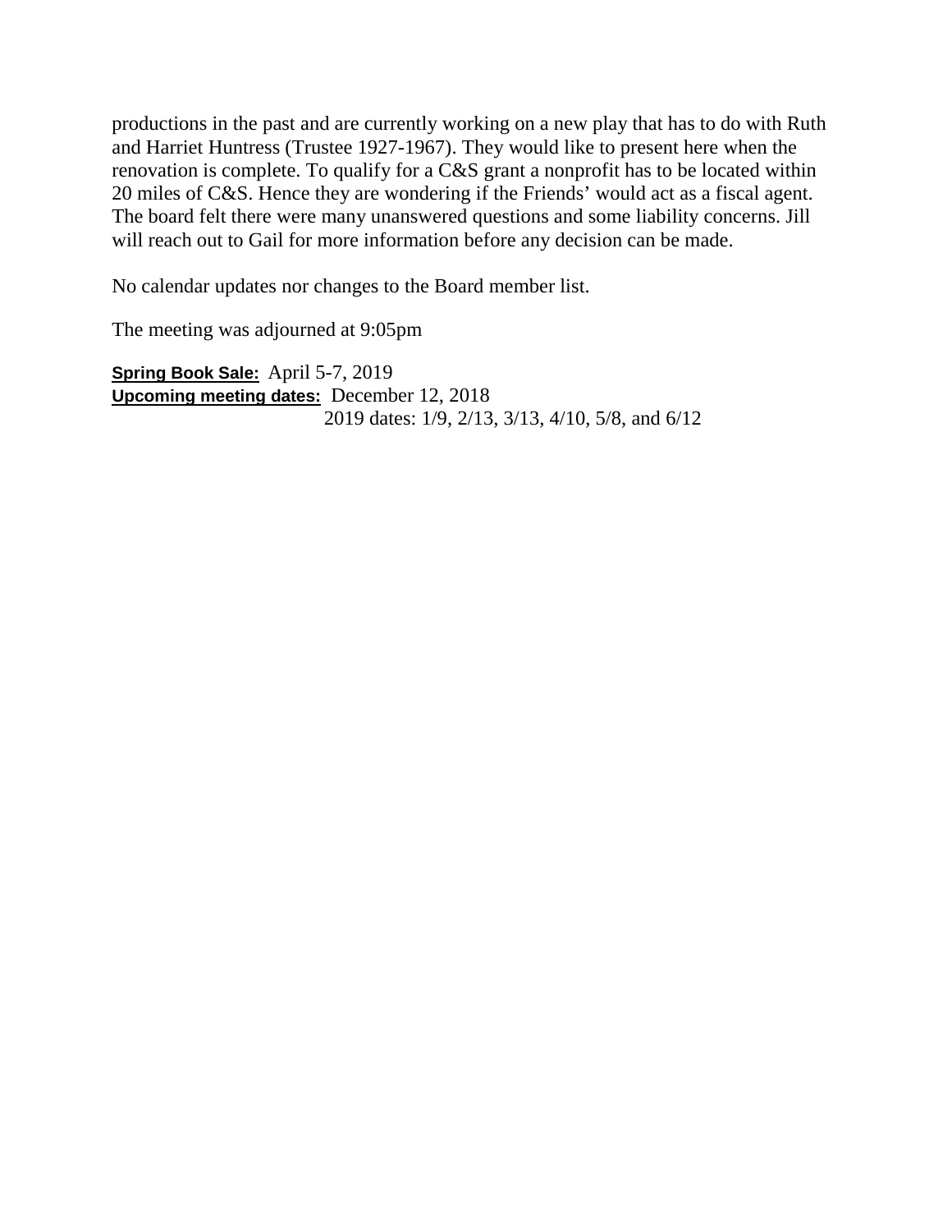productions in the past and are currently working on a new play that has to do with Ruth and Harriet Huntress (Trustee 1927-1967). They would like to present here when the renovation is complete. To qualify for a C&S grant a nonprofit has to be located within 20 miles of C&S. Hence they are wondering if the Friends' would act as a fiscal agent. The board felt there were many unanswered questions and some liability concerns. Jill will reach out to Gail for more information before any decision can be made.

No calendar updates nor changes to the Board member list.

The meeting was adjourned at 9:05pm

**Spring Book Sale:** April 5-7, 2019
**Upcoming meeting dates:** December 12, 2018
2019 dates: 1/9, 2/13, 3/13, 4/10, 5/8, and 6/12